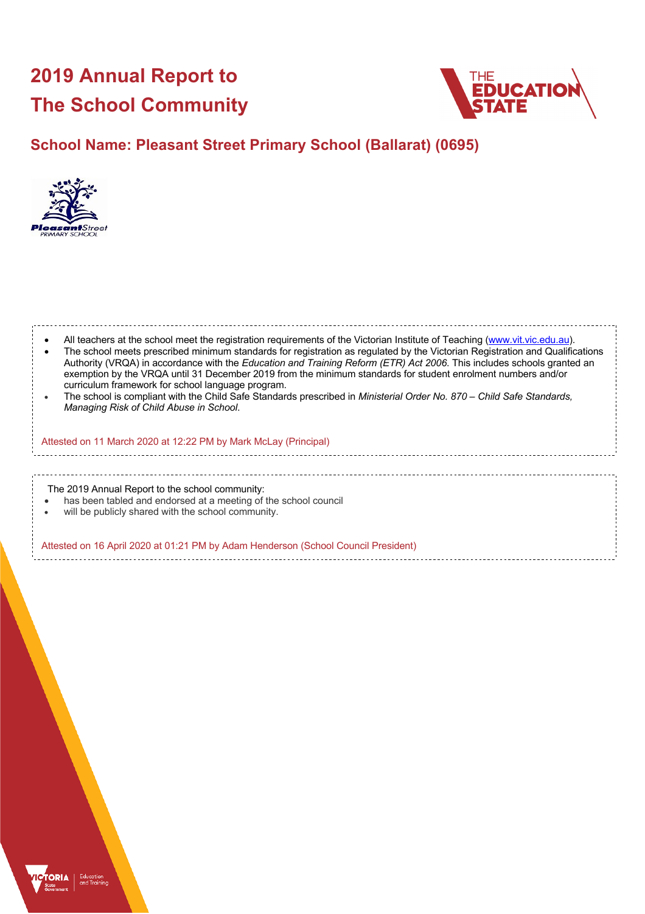# 2019 Annual Report to The School Community

## School Name: Pleasant Street Primary School (Ballarat) (0695)

- All teachers at the school meet the registration requirements of the Victorian Institute of Teaching (www.vit.vic.edu.au).
- The school meets prescribed minimum standards for registration as regulated by the Victorian Registration and Qualifications Authority (VRQA) in accordance with the *Education and Training Reform (ETR) Act 2006*. This includes schools granted an exemption by the VRQA until 31 December 2019 from the minimum standards for student enrolment numbers and/or curriculum framework for school language program.
- The school is compliant with the Child Safe Standards prescribed in *Ministerial Order No. 870 – Child Safe Standards, Managing Risk of Child Abuse in School*.

Attested on 11 March 2020 at 12:22 PM by Mark McLay (Principal)

The 2019 Annual Report to the school community:

- has been tabled and endorsed at a meeting of the school council
- will be publicly shared with the school community.

Attested on 16 April 2020 at 01:21 PM by Adam Henderson (School Council President)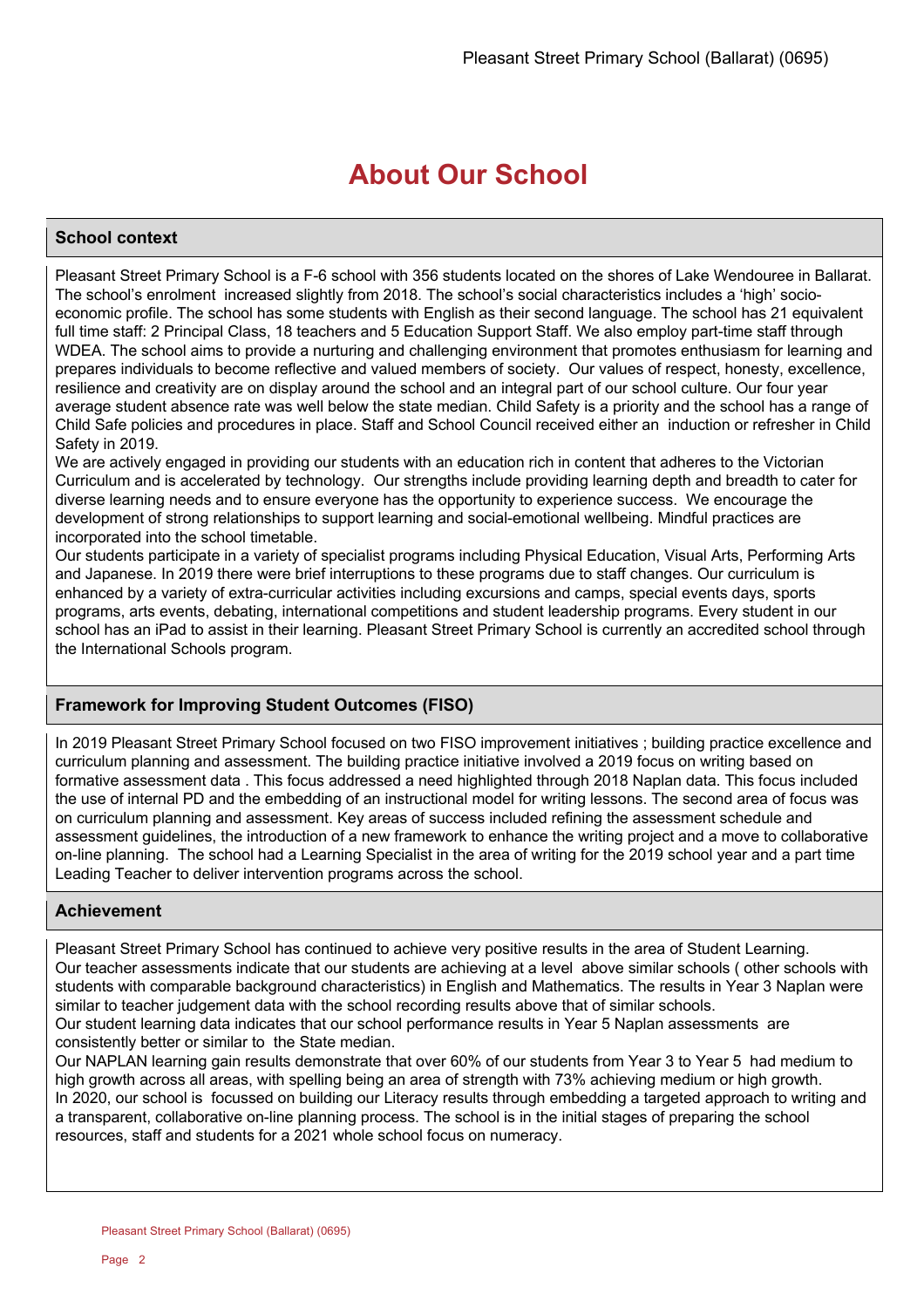# About Our School

## School context

Pleasant Street Primary School is a F-6 school with 356 students located on the shores of Lake Wendouree in Ballarat. The school's enrolment increased slightly from 2018. The school's social characteristics includes a 'high' socio-economic profile. The school has some students with English as their second language. The school has 21 equivalent full time staff: 2 Principal Class, 18 teachers and 5 Education Support Staff. We also employ part-time staff through WDEA. The school aims to provide a nurturing and challenging environment that promotes enthusiasm for learning and prepares individuals to become reflective and valued members of society. Our values of respect, honesty, excellence, resilience and creativity are on display around the school and an integral part of our school culture. Our four year average student absence rate was well below the state median. Child Safety is a priority and the school has a range of Child Safe policies and procedures in place. Staff and School Council received either an induction or refresher in Child Safety in 2019.

We are actively engaged in providing our students with an education rich in content that adheres to the Victorian Curriculum and is accelerated by technology. Our strengths include providing learning depth and breadth to cater for diverse learning needs and to ensure everyone has the opportunity to experience success. We encourage the development of strong relationships to support learning and social-emotional wellbeing. Mindful practices are incorporated into the school timetable.

Our students participate in a variety of specialist programs including Physical Education, Visual Arts, Performing Arts and Japanese. In 2019 there were brief interruptions to these programs due to staff changes. Our curriculum is enhanced by a variety of extra-curricular activities including excursions and camps, special events days, sports programs, arts events, debating, international competitions and student leadership programs. Every student in our school has an iPad to assist in their learning. Pleasant Street Primary School is currently an accredited school through the International Schools program.

## Framework for Improving Student Outcomes (FISO)

In 2019 Pleasant Street Primary School focused on two FISO improvement initiatives ; building practice excellence and curriculum planning and assessment. The building practice initiative involved a 2019 focus on writing based on formative assessment data . This focus addressed a need highlighted through 2018 Naplan data. This focus included the use of internal PD and the embedding of an instructional model for writing lessons. The second area of focus was on curriculum planning and assessment. Key areas of success included refining the assessment schedule and assessment guidelines, the introduction of a new framework to enhance the writing project and a move to collaborative on-line planning. The school had a Learning Specialist in the area of writing for the 2019 school year and a part time Leading Teacher to deliver intervention programs across the school.

## Achievement

Pleasant Street Primary School has continued to achieve very positive results in the area of Student Learning.
Our teacher assessments indicate that our students are achieving at a level above similar schools ( other schools with students with comparable background characteristics) in English and Mathematics. The results in Year 3 Naplan were similar to teacher judgement data with the school recording results above that of similar schools.
Our student learning data indicates that our school performance results in Year 5 Naplan assessments are consistently better or similar to the State median.
Our NAPLAN learning gain results demonstrate that over 60% of our students from Year 3 to Year 5 had medium to high growth across all areas, with spelling being an area of strength with 73% achieving medium or high growth.
In 2020, our school is focussed on building our Literacy results through embedding a targeted approach to writing and a transparent, collaborative on-line planning process. The school is in the initial stages of preparing the school resources, staff and students for a 2021 whole school focus on numeracy.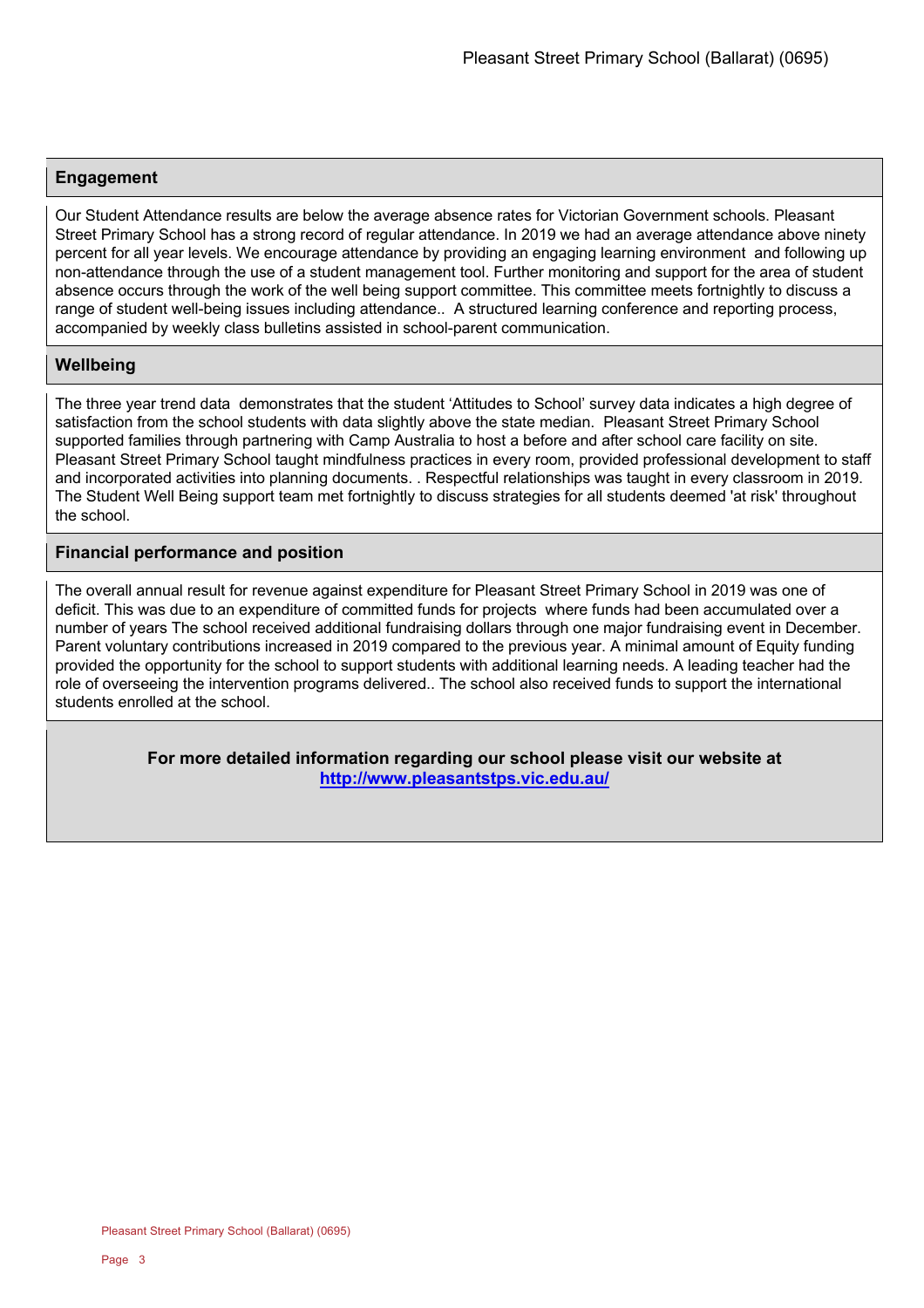## Engagement

Our Student Attendance results are below the average absence rates for Victorian Government schools. Pleasant Street Primary School has a strong record of regular attendance. In 2019 we had an average attendance above ninety percent for all year levels. We encourage attendance by providing an engaging learning environment and following up non-attendance through the use of a student management tool. Further monitoring and support for the area of student absence occurs through the work of the well being support committee. This committee meets fortnightly to discuss a range of student well-being issues including attendance.. A structured learning conference and reporting process, accompanied by weekly class bulletins assisted in school-parent communication.

## Wellbeing

The three year trend data demonstrates that the student 'Attitudes to School' survey data indicates a high degree of satisfaction from the school students with data slightly above the state median. Pleasant Street Primary School supported families through partnering with Camp Australia to host a before and after school care facility on site. Pleasant Street Primary School taught mindfulness practices in every room, provided professional development to staff and incorporated activities into planning documents. . Respectful relationships was taught in every classroom in 2019. The Student Well Being support team met fortnightly to discuss strategies for all students deemed 'at risk' throughout the school.

## Financial performance and position

The overall annual result for revenue against expenditure for Pleasant Street Primary School in 2019 was one of deficit. This was due to an expenditure of committed funds for projects where funds had been accumulated over a number of years The school received additional fundraising dollars through one major fundraising event in December. Parent voluntary contributions increased in 2019 compared to the previous year. A minimal amount of Equity funding provided the opportunity for the school to support students with additional learning needs. A leading teacher had the role of overseeing the intervention programs delivered.. The school also received funds to support the international students enrolled at the school.

**For more detailed information regarding our school please visit our website at [http://www.pleasantstps.vic.edu.au/](http://www.pleasantstps.vic.edu.au/)**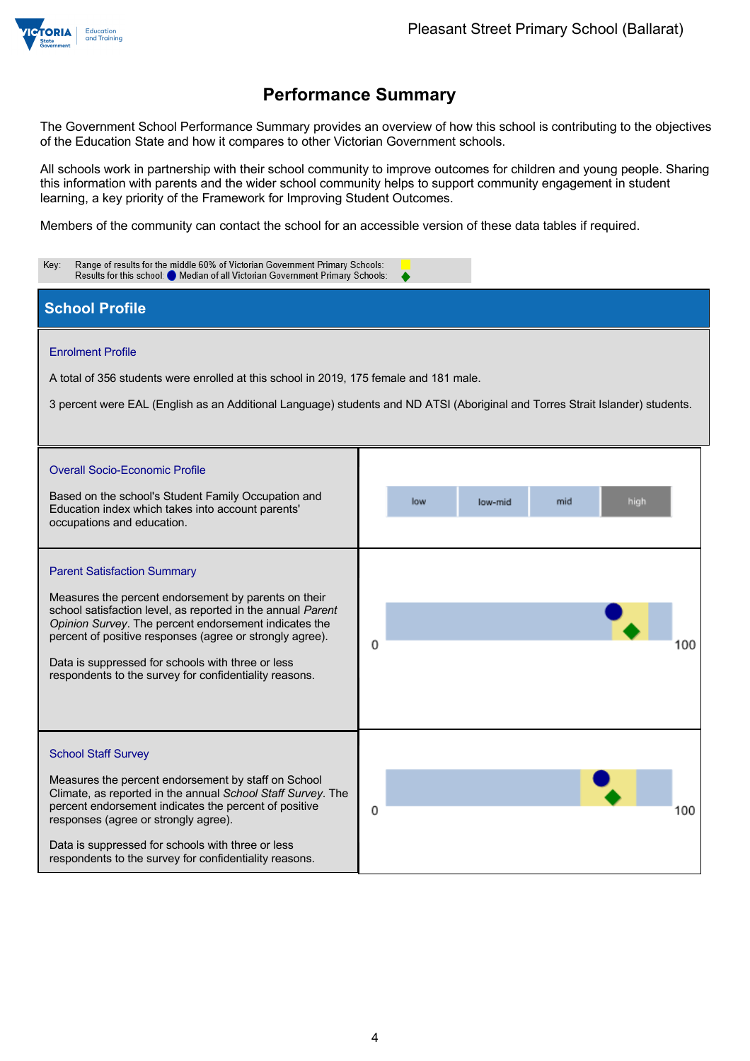# Performance Summary

The Government School Performance Summary provides an overview of how this school is contributing to the objectives of the Education State and how it compares to other Victorian Government schools.

All schools work in partnership with their school community to improve outcomes for children and young people. Sharing this information with parents and the wider school community helps to support community engagement in student learning, a key priority of the Framework for Improving Student Outcomes.

Members of the community can contact the school for an accessible version of these data tables if required.

Key: Range of results for the middle 60% of Victorian Government Primary Schools:
Results for this school: Median of all Victorian Government Primary Schools:

## School Profile

### Enrolment Profile

A total of 356 students were enrolled at this school in 2019, 175 female and 181 male.

3 percent were EAL (English as an Additional Language) students and ND ATSI (Aboriginal and Torres Strait Islander) students.

### Overall Socio-Economic Profile

Based on the school's Student Family Occupation and Education index which takes into account parents' occupations and education.

low | low-mid | mid | high

### Parent Satisfaction Summary

Measures the percent endorsement by parents on their school satisfaction level, as reported in the annual *Parent Opinion Survey*. The percent endorsement indicates the percent of positive responses (agree or strongly agree).

Data is suppressed for schools with three or less respondents to the survey for confidentiality reasons.

0 100

### School Staff Survey

Measures the percent endorsement by staff on School Climate, as reported in the annual *School Staff Survey*. The percent endorsement indicates the percent of positive responses (agree or strongly agree).

Data is suppressed for schools with three or less respondents to the survey for confidentiality reasons.

0 100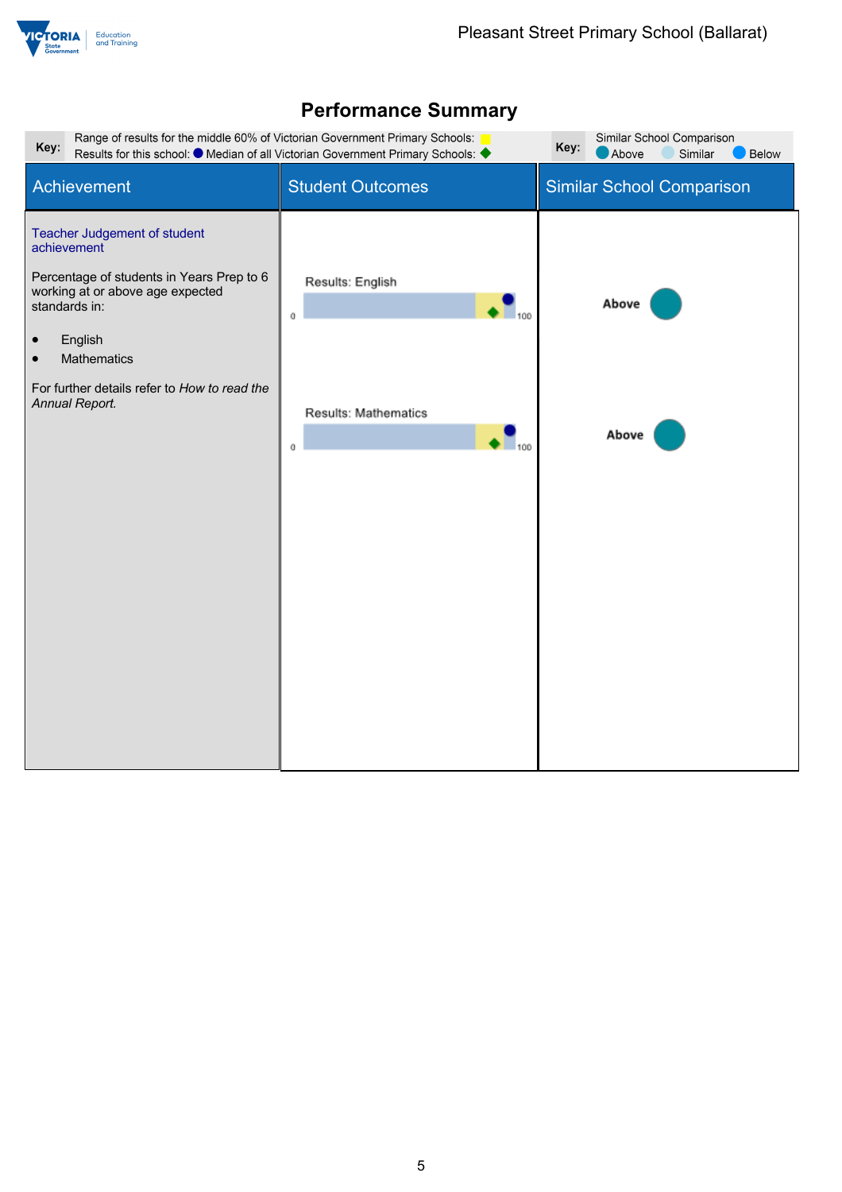# Performance Summary

| Key: | Range of results for the middle 60% of Victorian Government Primary Schools: ■ Results for this school: ● Median of all Victorian Government Primary Schools: ◆ | Key: | Similar School Comparison ● Above ● Similar ● Below |
|---|---|---|---|

| Achievement | Student Outcomes | Similar School Comparison |
|---|---|---|
| **Teacher Judgement of student achievement**<br><br>Percentage of students in Years Prep to 6 working at or above age expected standards in:<br><br>• English<br>• Mathematics<br><br>For further details refer to *How to read the Annual Report.* | Results: English (0–100)<br><br>Results: Mathematics (0–100) | Above<br><br>Above |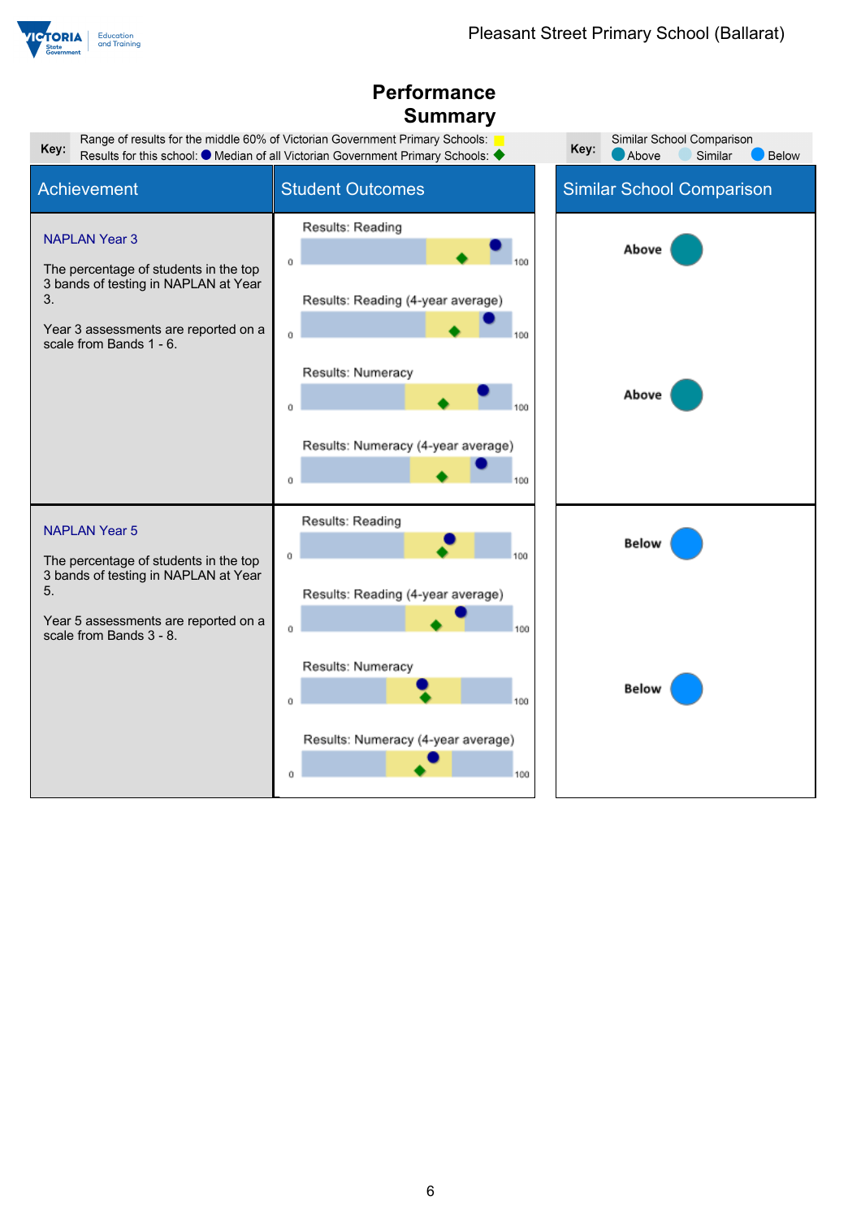# Performance Summary

**Key:** Range of results for the middle 60% of Victorian Government Primary Schools: (yellow) Results for this school: ● Median of all Victorian Government Primary Schools: ◆

**Key:** Similar School Comparison: Above, Similar, Below

| Achievement | Student Outcomes | Similar School Comparison |
|---|---|---|
| **NAPLAN Year 3**<br><br>The percentage of students in the top 3 bands of testing in NAPLAN at Year 3.<br><br>Year 3 assessments are reported on a scale from Bands 1 - 6. | Results: Reading (0–100)<br>Results: Reading (4-year average) (0–100) | Above |
| | Results: Numeracy (0–100)<br>Results: Numeracy (4-year average) (0–100) | Above |
| **NAPLAN Year 5**<br><br>The percentage of students in the top 3 bands of testing in NAPLAN at Year 5.<br><br>Year 5 assessments are reported on a scale from Bands 3 - 8. | Results: Reading (0–100)<br>Results: Reading (4-year average) (0–100) | Below |
| | Results: Numeracy (0–100)<br>Results: Numeracy (4-year average) (0–100) | Below |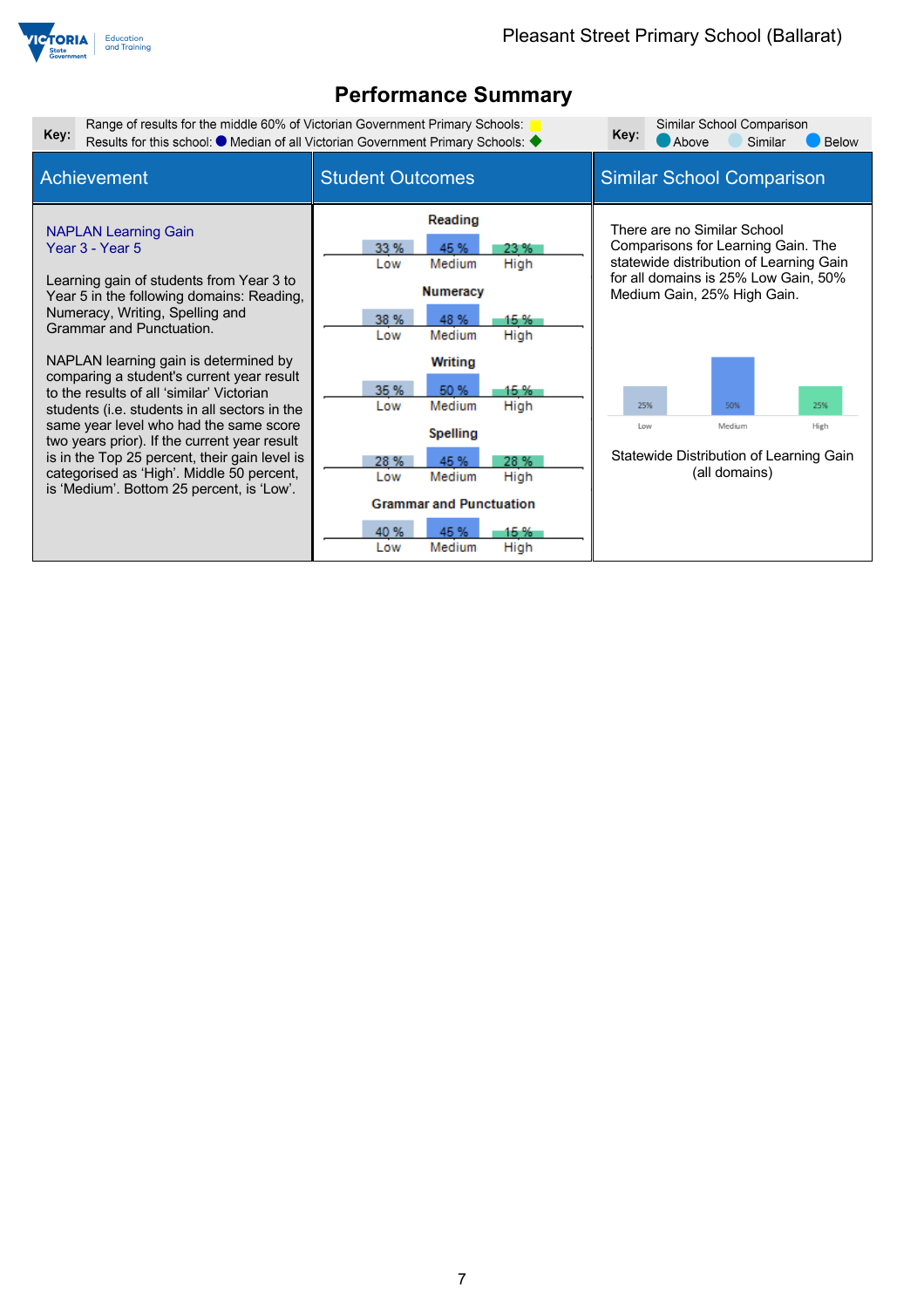# Performance Summary

**Key:** Range of results for the middle 60% of Victorian Government Primary Schools: 
Results for this school: ● Median of all Victorian Government Primary Schools: ◆

**Key:** Similar School Comparison
● Above ● Similar ● Below

| Achievement | Student Outcomes | Similar School Comparison |
| --- | --- | --- |
| **NAPLAN Learning Gain**<br>**Year 3 - Year 5**<br><br>Learning gain of students from Year 3 to Year 5 in the following domains: Reading, Numeracy, Writing, Spelling and Grammar and Punctuation.<br><br>NAPLAN learning gain is determined by comparing a student's current year result to the results of all 'similar' Victorian students (i.e. students in all sectors in the same year level who had the same score two years prior). If the current year result is in the Top 25 percent, their gain level is categorised as 'High'. Middle 50 percent, is 'Medium'. Bottom 25 percent, is 'Low'. | **Reading**<br>Low 33 % / Medium 45 % / High 23 %<br><br>**Numeracy**<br>Low 38 % / Medium 48 % / High 15 %<br><br>**Writing**<br>Low 35 % / Medium 50 % / High 15 %<br><br>**Spelling**<br>Low 28 % / Medium 45 % / High 28 %<br><br>**Grammar and Punctuation**<br>Low 40 % / Medium 45 % / High 15 % | There are no Similar School Comparisons for Learning Gain. The statewide distribution of Learning Gain for all domains is 25% Low Gain, 50% Medium Gain, 25% High Gain.<br><br>Low 25% / Medium 50% / High 25%<br><br>Statewide Distribution of Learning Gain (all domains) |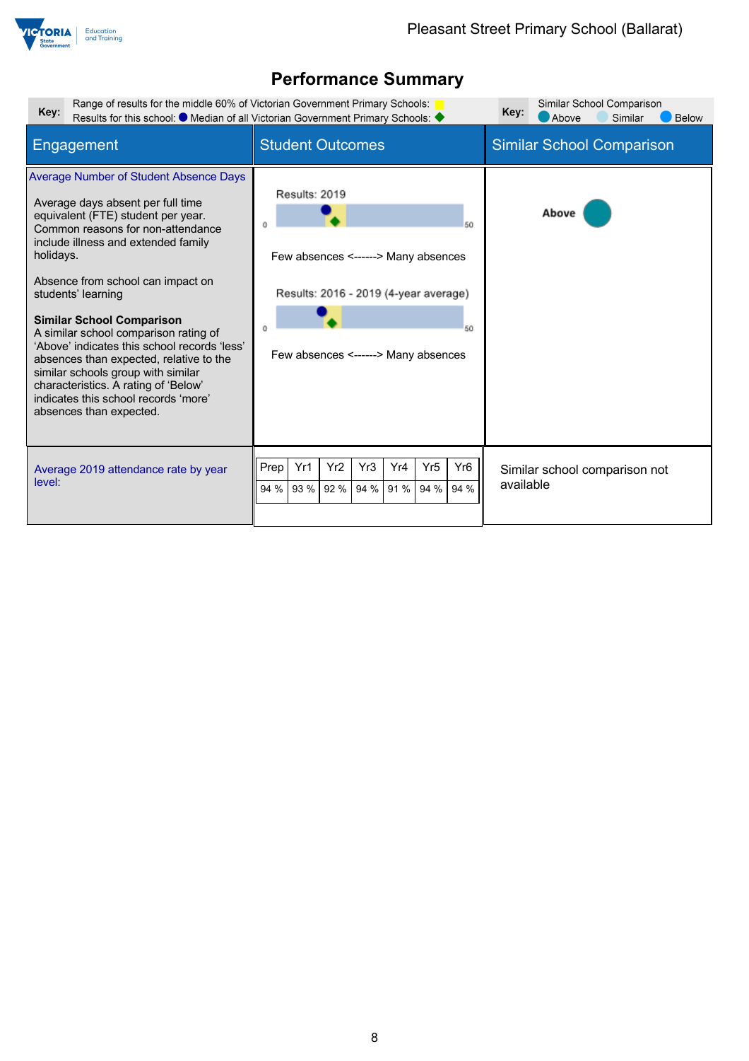# Performance Summary

**Key:** Range of results for the middle 60% of Victorian Government Primary Schools: (yellow)
Results for this school: ● Median of all Victorian Government Primary Schools: ◆

**Key:** Similar School Comparison
● Above ● Similar ● Below

| Engagement | Student Outcomes | Similar School Comparison |
|---|---|---|
| **Average Number of Student Absence Days**<br><br>Average days absent per full time equivalent (FTE) student per year. Common reasons for non-attendance include illness and extended family holidays.<br><br>Absence from school can impact on students' learning<br><br>**Similar School Comparison**<br>A similar school comparison rating of 'Above' indicates this school records 'less' absences than expected, relative to the similar schools group with similar characteristics. A rating of 'Below' indicates this school records 'more' absences than expected. | Results: 2019<br>0 — 50<br>Few absences <------> Many absences<br><br>Results: 2016 - 2019 (4-year average)<br>0 — 50<br>Few absences <------> Many absences | **Above** |
| Average 2019 attendance rate by year level: | Prep: 94 %, Yr1: 93 %, Yr2: 92 %, Yr3: 94 %, Yr4: 91 %, Yr5: 94 %, Yr6: 94 % | Similar school comparison not available |

| Prep | Yr1 | Yr2 | Yr3 | Yr4 | Yr5 | Yr6 |
|---|---|---|---|---|---|---|
| 94 % | 93 % | 92 % | 94 % | 91 % | 94 % | 94 % |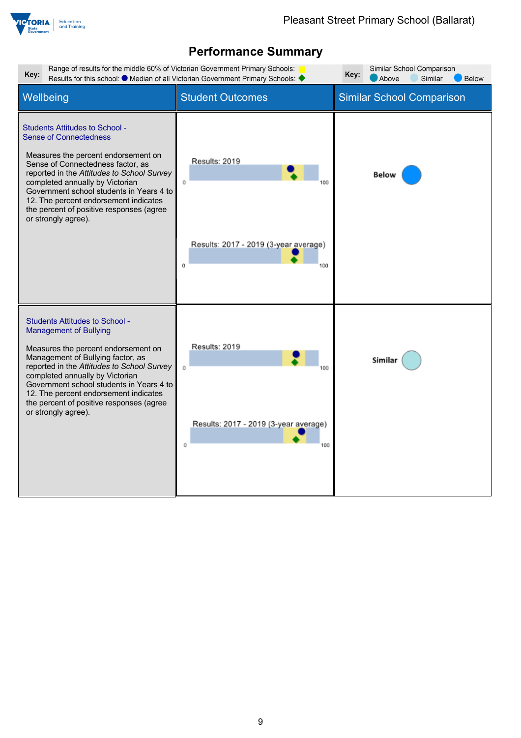# Performance Summary

**Key:** Range of results for the middle 60% of Victorian Government Primary Schools: (yellow)
Results for this school: ● Median of all Victorian Government Primary Schools: ◆

**Key:** Similar School Comparison
Above | Similar | Below

| Wellbeing | Student Outcomes | Similar School Comparison |
|---|---|---|
| **Students Attitudes to School - Sense of Connectedness**<br><br>Measures the percent endorsement on Sense of Connectedness factor, as reported in the *Attitudes to School Survey* completed annually by Victorian Government school students in Years 4 to 12. The percent endorsement indicates the percent of positive responses (agree or strongly agree). | Results: 2019 (0–100)<br><br>Results: 2017 - 2019 (3-year average) (0–100) | Below |
| **Students Attitudes to School - Management of Bullying**<br><br>Measures the percent endorsement on Management of Bullying factor, as reported in the *Attitudes to School Survey* completed annually by Victorian Government school students in Years 4 to 12. The percent endorsement indicates the percent of positive responses (agree or strongly agree). | Results: 2019 (0–100)<br><br>Results: 2017 - 2019 (3-year average) (0–100) | Similar |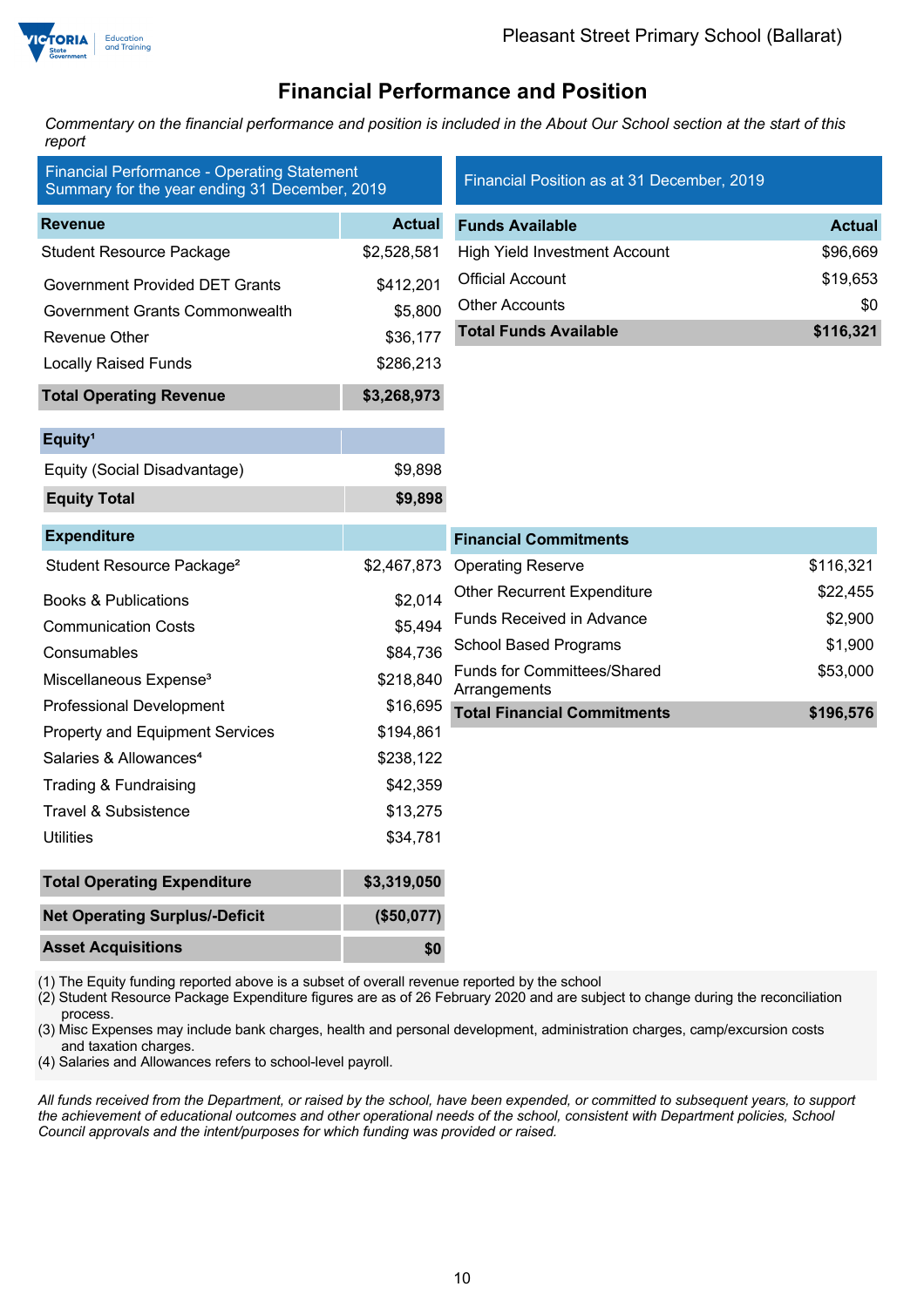# Financial Performance and Position

*Commentary on the financial performance and position is included in the About Our School section at the start of this report*

## Financial Performance - Operating Statement Summary for the year ending 31 December, 2019

| Revenue | Actual |
|---|---|
| Student Resource Package | $2,528,581 |
| Government Provided DET Grants | $412,201 |
| Government Grants Commonwealth | $5,800 |
| Revenue Other | $36,177 |
| Locally Raised Funds | $286,213 |
| **Total Operating Revenue** | **$3,268,973** |

| Equity[1] | |
|---|---|
| Equity (Social Disadvantage) | $9,898 |
| **Equity Total** | **$9,898** |

| Expenditure | |
|---|---|
| Student Resource Package[2] | $2,467,873 |
| Books & Publications | $2,014 |
| Communication Costs | $5,494 |
| Consumables | $84,736 |
| Miscellaneous Expense[3] | $218,840 |
| Professional Development | $16,695 |
| Property and Equipment Services | $194,861 |
| Salaries & Allowances[4] | $238,122 |
| Trading & Fundraising | $42,359 |
| Travel & Subsistence | $13,275 |
| Utilities | $34,781 |
| **Total Operating Expenditure** | **$3,319,050** |
| **Net Operating Surplus/-Deficit** | **($50,077)** |
| **Asset Acquisitions** | **$0** |

## Financial Position as at 31 December, 2019

| Funds Available | Actual |
|---|---|
| High Yield Investment Account | $96,669 |
| Official Account | $19,653 |
| Other Accounts | $0 |
| **Total Funds Available** | **$116,321** |

| Financial Commitments | |
|---|---|
| Operating Reserve | $116,321 |
| Other Recurrent Expenditure | $22,455 |
| Funds Received in Advance | $2,900 |
| School Based Programs | $1,900 |
| Funds for Committees/Shared Arrangements | $53,000 |
| **Total Financial Commitments** | **$196,576** |

(1) The Equity funding reported above is a subset of overall revenue reported by the school
(2) Student Resource Package Expenditure figures are as of 26 February 2020 and are subject to change during the reconciliation process.
(3) Misc Expenses may include bank charges, health and personal development, administration charges, camp/excursion costs and taxation charges.
(4) Salaries and Allowances refers to school-level payroll.

*All funds received from the Department, or raised by the school, have been expended, or committed to subsequent years, to support the achievement of educational outcomes and other operational needs of the school, consistent with Department policies, School Council approvals and the intent/purposes for which funding was provided or raised.*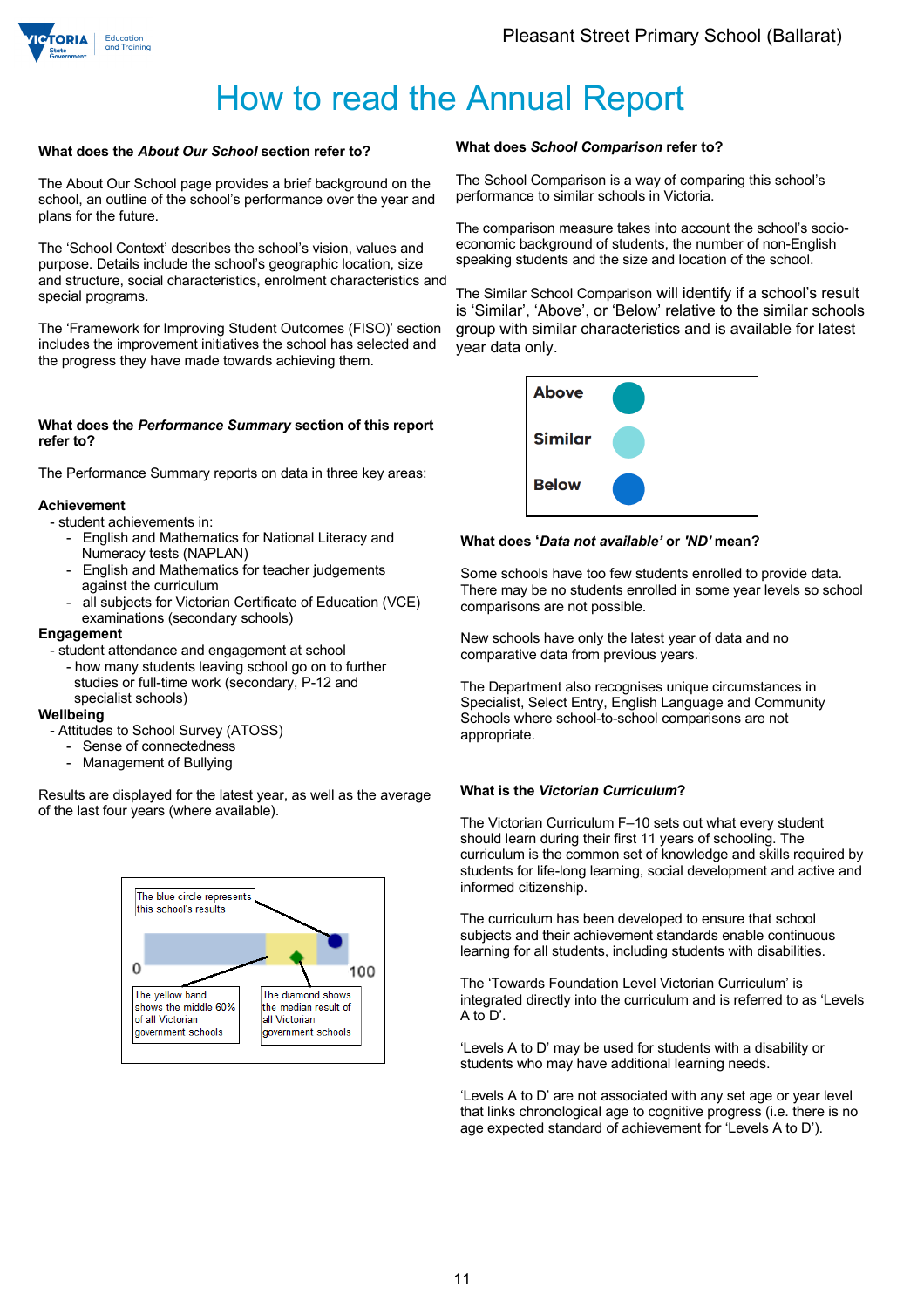# How to read the Annual Report

### What does the *About Our School* section refer to?

The About Our School page provides a brief background on the school, an outline of the school's performance over the year and plans for the future.

The 'School Context' describes the school's vision, values and purpose. Details include the school's geographic location, size and structure, social characteristics, enrolment characteristics and special programs.

The 'Framework for Improving Student Outcomes (FISO)' section includes the improvement initiatives the school has selected and the progress they have made towards achieving them.

### What does the *Performance Summary* section of this report refer to?

The Performance Summary reports on data in three key areas:

**Achievement**
- student achievements in:
  - English and Mathematics for National Literacy and Numeracy tests (NAPLAN)
  - English and Mathematics for teacher judgements against the curriculum
  - all subjects for Victorian Certificate of Education (VCE) examinations (secondary schools)

**Engagement**
- student attendance and engagement at school
  - how many students leaving school go on to further studies or full-time work (secondary, P-12 and specialist schools)

**Wellbeing**
- Attitudes to School Survey (ATOSS)
  - Sense of connectedness
  - Management of Bullying

Results are displayed for the latest year, as well as the average of the last four years (where available).

The blue circle represents this school's results

0

100

The yellow band shows the middle 60% of all Victorian government schools

The diamond shows the median result of all Victorian government schools

### What does *School Comparison* refer to?

The School Comparison is a way of comparing this school's performance to similar schools in Victoria.

The comparison measure takes into account the school's socio-economic background of students, the number of non-English speaking students and the size and location of the school.

The Similar School Comparison will identify if a school's result is 'Similar', 'Above', or 'Below' relative to the similar schools group with similar characteristics and is available for latest year data only.

Above

Similar

Below

### What does '*Data not available*' or '*ND*' mean?

Some schools have too few students enrolled to provide data. There may be no students enrolled in some year levels so school comparisons are not possible.

New schools have only the latest year of data and no comparative data from previous years.

The Department also recognises unique circumstances in Specialist, Select Entry, English Language and Community Schools where school-to-school comparisons are not appropriate.

### What is the *Victorian Curriculum*?

The Victorian Curriculum F–10 sets out what every student should learn during their first 11 years of schooling. The curriculum is the common set of knowledge and skills required by students for life-long learning, social development and active and informed citizenship.

The curriculum has been developed to ensure that school subjects and their achievement standards enable continuous learning for all students, including students with disabilities.

The 'Towards Foundation Level Victorian Curriculum' is integrated directly into the curriculum and is referred to as 'Levels A to D'.

'Levels A to D' may be used for students with a disability or students who may have additional learning needs.

'Levels A to D' are not associated with any set age or year level that links chronological age to cognitive progress (i.e. there is no age expected standard of achievement for 'Levels A to D').